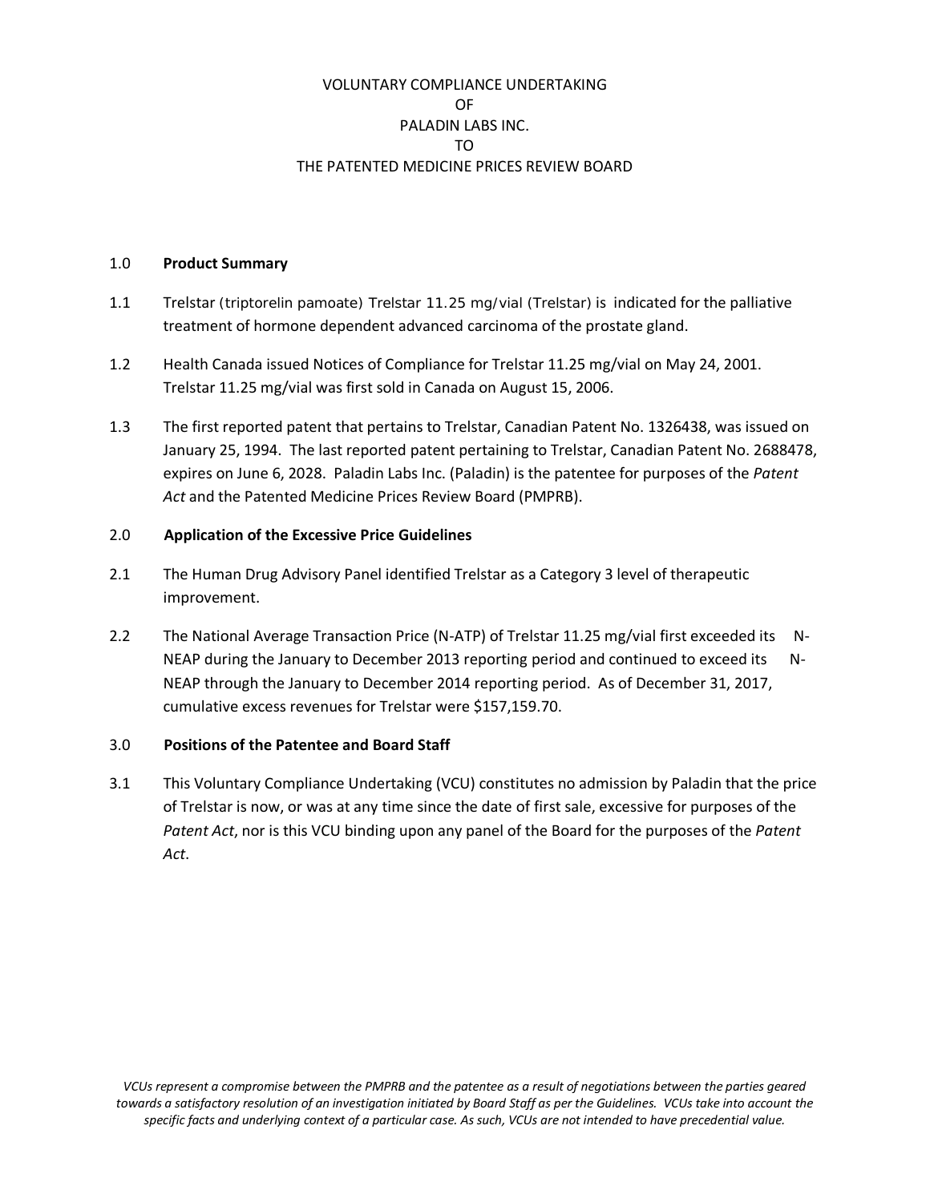VOLUNTARY COMPLIANCE UNDERTAKING
OF
PALADIN LABS INC.
TO
THE PATENTED MEDICINE PRICES REVIEW BOARD

## 1.0 **Product Summary**

1.1 Trelstar (triptorelin pamoate) Trelstar 11.25 mg/vial (Trelstar) is indicated for the palliative treatment of hormone dependent advanced carcinoma of the prostate gland.

1.2 Health Canada issued Notices of Compliance for Trelstar 11.25 mg/vial on May 24, 2001. Trelstar 11.25 mg/vial was first sold in Canada on August 15, 2006.

1.3 The first reported patent that pertains to Trelstar, Canadian Patent No. 1326438, was issued on January 25, 1994. The last reported patent pertaining to Trelstar, Canadian Patent No. 2688478, expires on June 6, 2028. Paladin Labs Inc. (Paladin) is the patentee for purposes of the *Patent Act* and the Patented Medicine Prices Review Board (PMPRB).

## 2.0 **Application of the Excessive Price Guidelines**

2.1 The Human Drug Advisory Panel identified Trelstar as a Category 3 level of therapeutic improvement.

2.2 The National Average Transaction Price (N-ATP) of Trelstar 11.25 mg/vial first exceeded its N-NEAP during the January to December 2013 reporting period and continued to exceed its N-NEAP through the January to December 2014 reporting period. As of December 31, 2017, cumulative excess revenues for Trelstar were $157,159.70.

## 3.0 **Positions of the Patentee and Board Staff**

3.1 This Voluntary Compliance Undertaking (VCU) constitutes no admission by Paladin that the price of Trelstar is now, or was at any time since the date of first sale, excessive for purposes of the *Patent Act*, nor is this VCU binding upon any panel of the Board for the purposes of the *Patent Act*.

*VCUs represent a compromise between the PMPRB and the patentee as a result of negotiations between the parties geared towards a satisfactory resolution of an investigation initiated by Board Staff as per the Guidelines. VCUs take into account the specific facts and underlying context of a particular case. As such, VCUs are not intended to have precedential value.*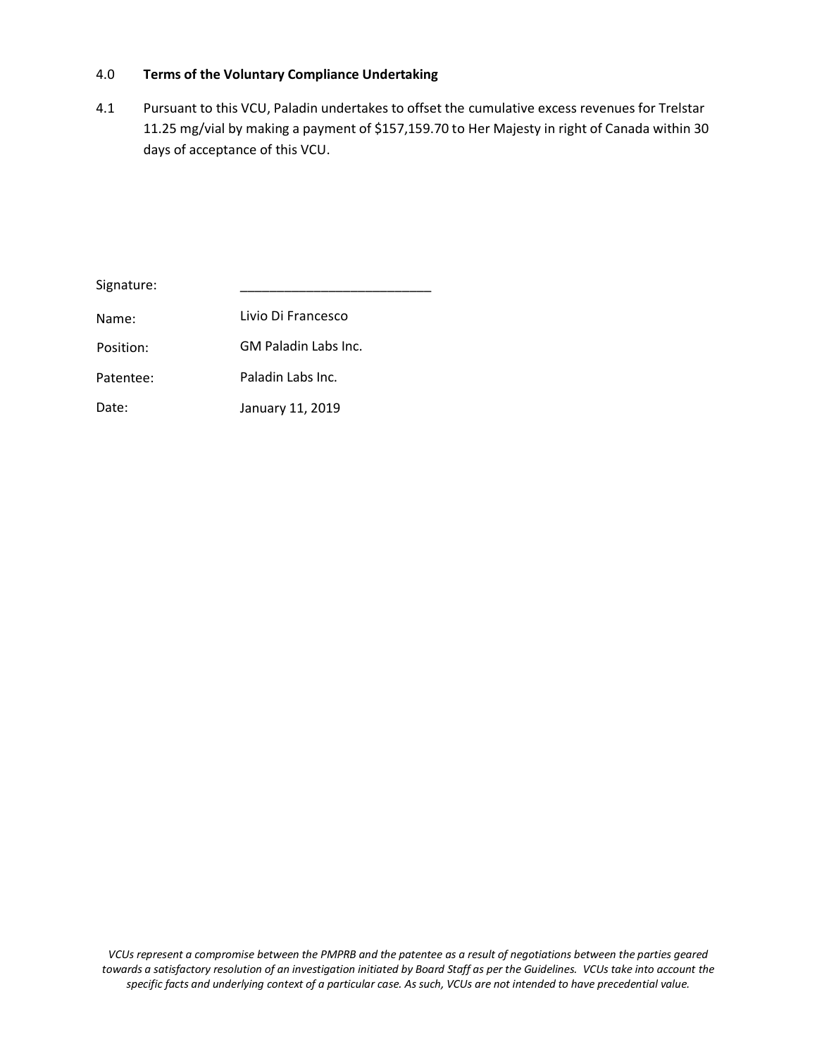## 4.0 **Terms of the Voluntary Compliance Undertaking**

4.1 Pursuant to this VCU, Paladin undertakes to offset the cumulative excess revenues for Trelstar 11.25 mg/vial by making a payment of $157,159.70 to Her Majesty in right of Canada within 30 days of acceptance of this VCU.

| | |
|---|---|
| Signature: | ___________________________ |
| Name: | Livio Di Francesco |
| Position: | GM Paladin Labs Inc. |
| Patentee: | Paladin Labs Inc. |
| Date: | January 11, 2019 |

*VCUs represent a compromise between the PMPRB and the patentee as a result of negotiations between the parties geared towards a satisfactory resolution of an investigation initiated by Board Staff as per the Guidelines. VCUs take into account the specific facts and underlying context of a particular case. As such, VCUs are not intended to have precedential value.*